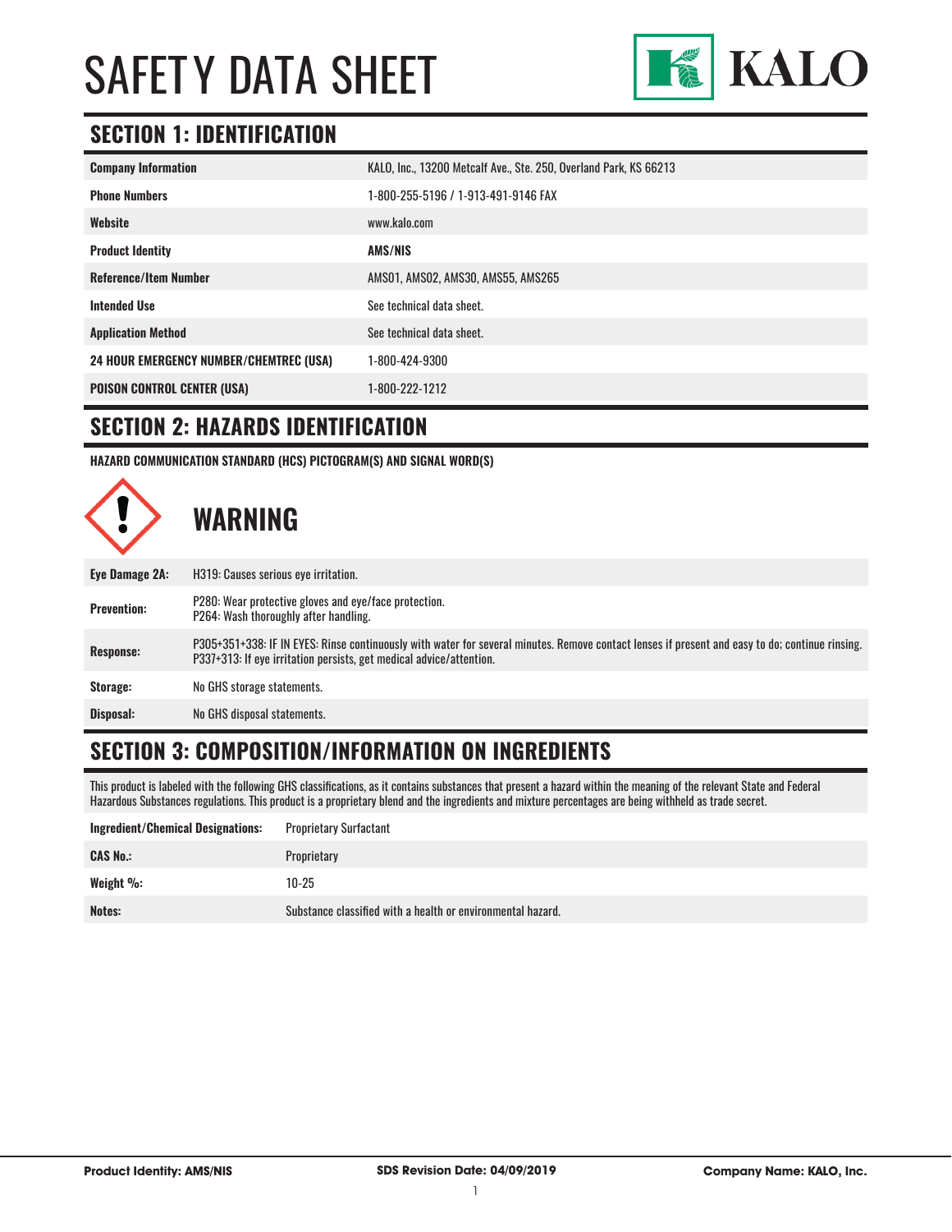# SAFETY DATA SHEET

KALO

## SECTION 1: IDENTIFICATION

| | |
|---|---|
| **Company Information** | KALO, Inc., 13200 Metcalf Ave., Ste. 250, Overland Park, KS 66213 |
| **Phone Numbers** | 1-800-255-5196 / 1-913-491-9146 FAX |
| **Website** | www.kalo.com |
| **Product Identity** | **AMS/NIS** |
| **Reference/Item Number** | AMS01, AMS02, AMS30, AMS55, AMS265 |
| **Intended Use** | See technical data sheet. |
| **Application Method** | See technical data sheet. |
| **24 HOUR EMERGENCY NUMBER/CHEMTREC (USA)** | 1-800-424-9300 |
| **POISON CONTROL CENTER (USA)** | 1-800-222-1212 |

## SECTION 2: HAZARDS IDENTIFICATION

**HAZARD COMMUNICATION STANDARD (HCS) PICTOGRAM(S) AND SIGNAL WORD(S)**

### WARNING

| | |
|---|---|
| **Eye Damage 2A:** | H319: Causes serious eye irritation. |
| **Prevention:** | P280: Wear protective gloves and eye/face protection.<br>P264: Wash thoroughly after handling. |
| **Response:** | P305+351+338: IF IN EYES: Rinse continuously with water for several minutes. Remove contact lenses if present and easy to do; continue rinsing.<br>P337+313: If eye irritation persists, get medical advice/attention. |
| **Storage:** | No GHS storage statements. |
| **Disposal:** | No GHS disposal statements. |

## SECTION 3: COMPOSITION/INFORMATION ON INGREDIENTS

This product is labeled with the following GHS classifications, as it contains substances that present a hazard within the meaning of the relevant State and Federal Hazardous Substances regulations. This product is a proprietary blend and the ingredients and mixture percentages are being withheld as trade secret.

| | |
|---|---|
| **Ingredient/Chemical Designations:** | Proprietary Surfactant |
| **CAS No.:** | Proprietary |
| **Weight %:** | 10-25 |
| **Notes:** | Substance classified with a health or environmental hazard. |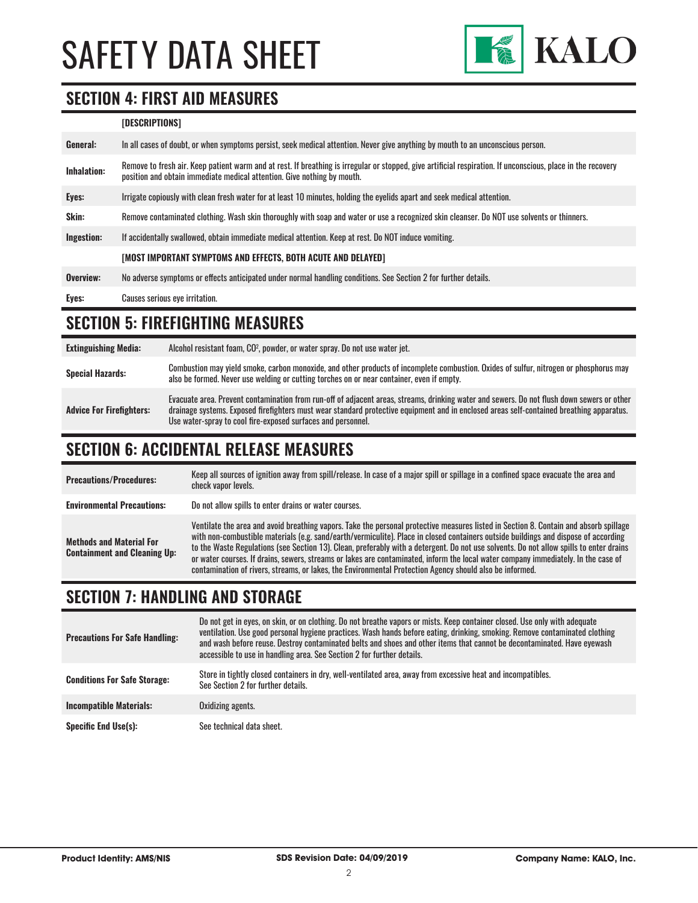## SECTION 4: FIRST AID MEASURES

| | [DESCRIPTIONS] |
|---|---|
| **General:** | In all cases of doubt, or when symptoms persist, seek medical attention. Never give anything by mouth to an unconscious person. |
| **Inhalation:** | Remove to fresh air. Keep patient warm and at rest. If breathing is irregular or stopped, give artificial respiration. If unconscious, place in the recovery position and obtain immediate medical attention. Give nothing by mouth. |
| **Eyes:** | Irrigate copiously with clean fresh water for at least 10 minutes, holding the eyelids apart and seek medical attention. |
| **Skin:** | Remove contaminated clothing. Wash skin thoroughly with soap and water or use a recognized skin cleanser. Do NOT use solvents or thinners. |
| **Ingestion:** | If accidentally swallowed, obtain immediate medical attention. Keep at rest. Do NOT induce vomiting. |
| | **[MOST IMPORTANT SYMPTOMS AND EFFECTS, BOTH ACUTE AND DELAYED]** |
| **Overview:** | No adverse symptoms or effects anticipated under normal handling conditions. See Section 2 for further details. |
| **Eyes:** | Causes serious eye irritation. |

## SECTION 5: FIREFIGHTING MEASURES

| | |
|---|---|
| **Extinguishing Media:** | Alcohol resistant foam, $CO^2$, powder, or water spray. Do not use water jet. |
| **Special Hazards:** | Combustion may yield smoke, carbon monoxide, and other products of incomplete combustion. Oxides of sulfur, nitrogen or phosphorus may also be formed. Never use welding or cutting torches on or near container, even if empty. |
| **Advice For Firefighters:** | Evacuate area. Prevent contamination from run-off of adjacent areas, streams, drinking water and sewers. Do not flush down sewers or other drainage systems. Exposed firefighters must wear standard protective equipment and in enclosed areas self-contained breathing apparatus. Use water-spray to cool fire-exposed surfaces and personnel. |

## SECTION 6: ACCIDENTAL RELEASE MEASURES

| | |
|---|---|
| **Precautions/Procedures:** | Keep all sources of ignition away from spill/release. In case of a major spill or spillage in a confined space evacuate the area and check vapor levels. |
| **Environmental Precautions:** | Do not allow spills to enter drains or water courses. |
| **Methods and Material For Containment and Cleaning Up:** | Ventilate the area and avoid breathing vapors. Take the personal protective measures listed in Section 8. Contain and absorb spillage with non-combustible materials (e.g. sand/earth/vermiculite). Place in closed containers outside buildings and dispose of according to the Waste Regulations (see Section 13). Clean, preferably with a detergent. Do not use solvents. Do not allow spills to enter drains or water courses. If drains, sewers, streams or lakes are contaminated, inform the local water company immediately. In the case of contamination of rivers, streams, or lakes, the Environmental Protection Agency should also be informed. |

## SECTION 7: HANDLING AND STORAGE

| | |
|---|---|
| **Precautions For Safe Handling:** | Do not get in eyes, on skin, or on clothing. Do not breathe vapors or mists. Keep container closed. Use only with adequate ventilation. Use good personal hygiene practices. Wash hands before eating, drinking, smoking. Remove contaminated clothing and wash before reuse. Destroy contaminated belts and shoes and other items that cannot be decontaminated. Have eyewash accessible to use in handling area. See Section 2 for further details. |
| **Conditions For Safe Storage:** | Store in tightly closed containers in dry, well-ventilated area, away from excessive heat and incompatibles. See Section 2 for further details. |
| **Incompatible Materials:** | Oxidizing agents. |
| **Specific End Use(s):** | See technical data sheet. |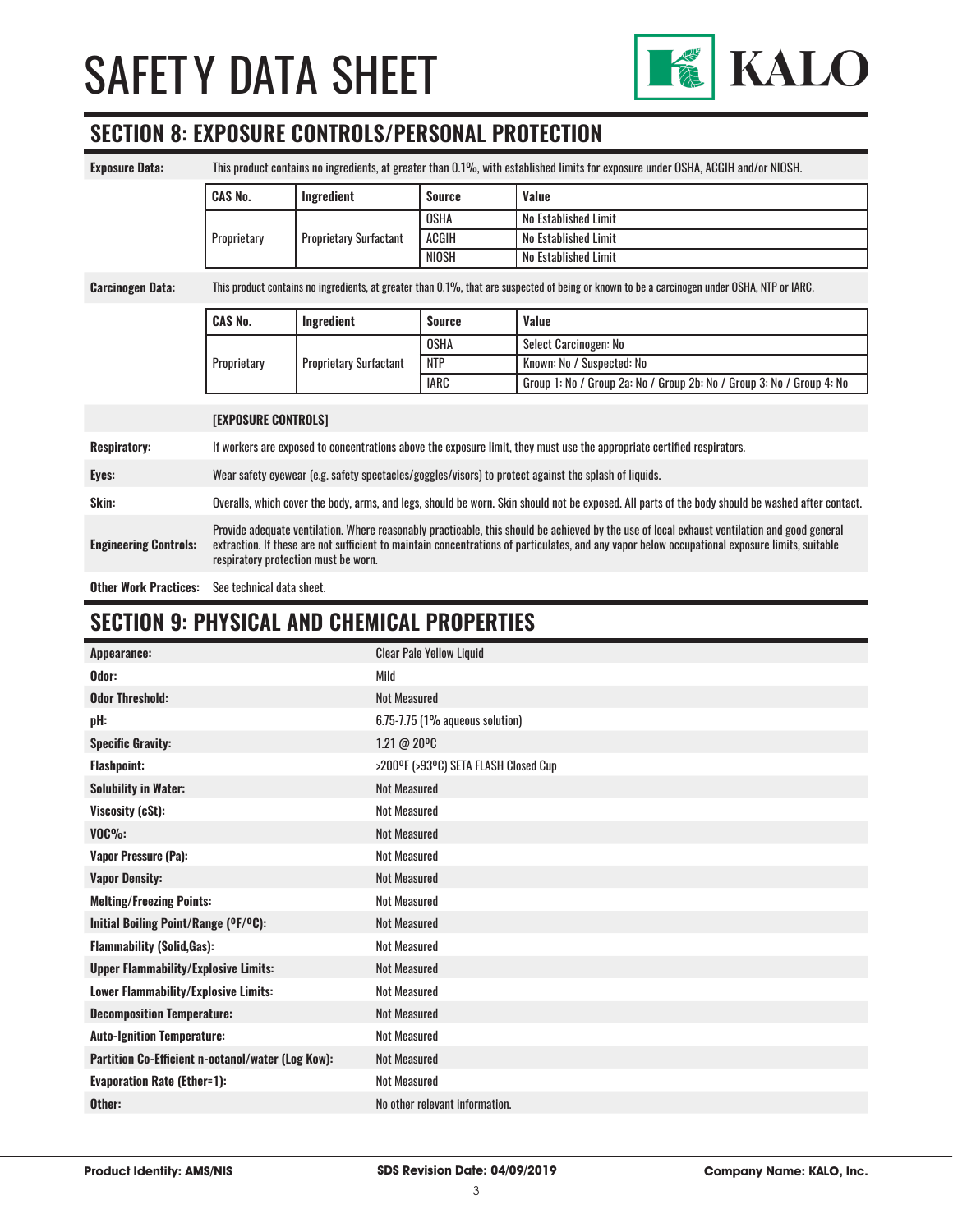## SECTION 8: EXPOSURE CONTROLS/PERSONAL PROTECTION

**Exposure Data:** This product contains no ingredients, at greater than 0.1%, with established limits for exposure under OSHA, ACGIH and/or NIOSH.

| CAS No. | Ingredient | Source | Value |
|---|---|---|---|
| Proprietary | Proprietary Surfactant | OSHA | No Established Limit |
| | | ACGIH | No Established Limit |
| | | NIOSH | No Established Limit |

**Carcinogen Data:** This product contains no ingredients, at greater than 0.1%, that are suspected of being or known to be a carcinogen under OSHA, NTP or IARC.

| CAS No. | Ingredient | Source | Value |
|---|---|---|---|
| Proprietary | Proprietary Surfactant | OSHA | Select Carcinogen: No |
| | | NTP | Known: No / Suspected: No |
| | | IARC | Group 1: No / Group 2a: No / Group 2b: No / Group 3: No / Group 4: No |

**[EXPOSURE CONTROLS]**

**Respiratory:** If workers are exposed to concentrations above the exposure limit, they must use the appropriate certified respirators.

**Eyes:** Wear safety eyewear (e.g. safety spectacles/goggles/visors) to protect against the splash of liquids.

**Skin:** Overalls, which cover the body, arms, and legs, should be worn. Skin should not be exposed. All parts of the body should be washed after contact.

**Engineering Controls:** Provide adequate ventilation. Where reasonably practicable, this should be achieved by the use of local exhaust ventilation and good general extraction. If these are not sufficient to maintain concentrations of particulates, and any vapor below occupational exposure limits, suitable respiratory protection must be worn.

**Other Work Practices:** See technical data sheet.

## SECTION 9: PHYSICAL AND CHEMICAL PROPERTIES

| Property | Value |
|---|---|
| **Appearance:** | Clear Pale Yellow Liquid |
| **Odor:** | Mild |
| **Odor Threshold:** | Not Measured |
| **pH:** | 6.75-7.75 (1% aqueous solution) |
| **Specific Gravity:** | 1.21 @ 20ºC |
| **Flashpoint:** | >200ºF (>93ºC) SETA FLASH Closed Cup |
| **Solubility in Water:** | Not Measured |
| **Viscosity (cSt):** | Not Measured |
| **VOC%:** | Not Measured |
| **Vapor Pressure (Pa):** | Not Measured |
| **Vapor Density:** | Not Measured |
| **Melting/Freezing Points:** | Not Measured |
| **Initial Boiling Point/Range (ºF/ºC):** | Not Measured |
| **Flammability (Solid,Gas):** | Not Measured |
| **Upper Flammability/Explosive Limits:** | Not Measured |
| **Lower Flammability/Explosive Limits:** | Not Measured |
| **Decomposition Temperature:** | Not Measured |
| **Auto-Ignition Temperature:** | Not Measured |
| **Partition Co-Efficient n-octanol/water (Log Kow):** | Not Measured |
| **Evaporation Rate (Ether=1):** | Not Measured |
| **Other:** | No other relevant information. |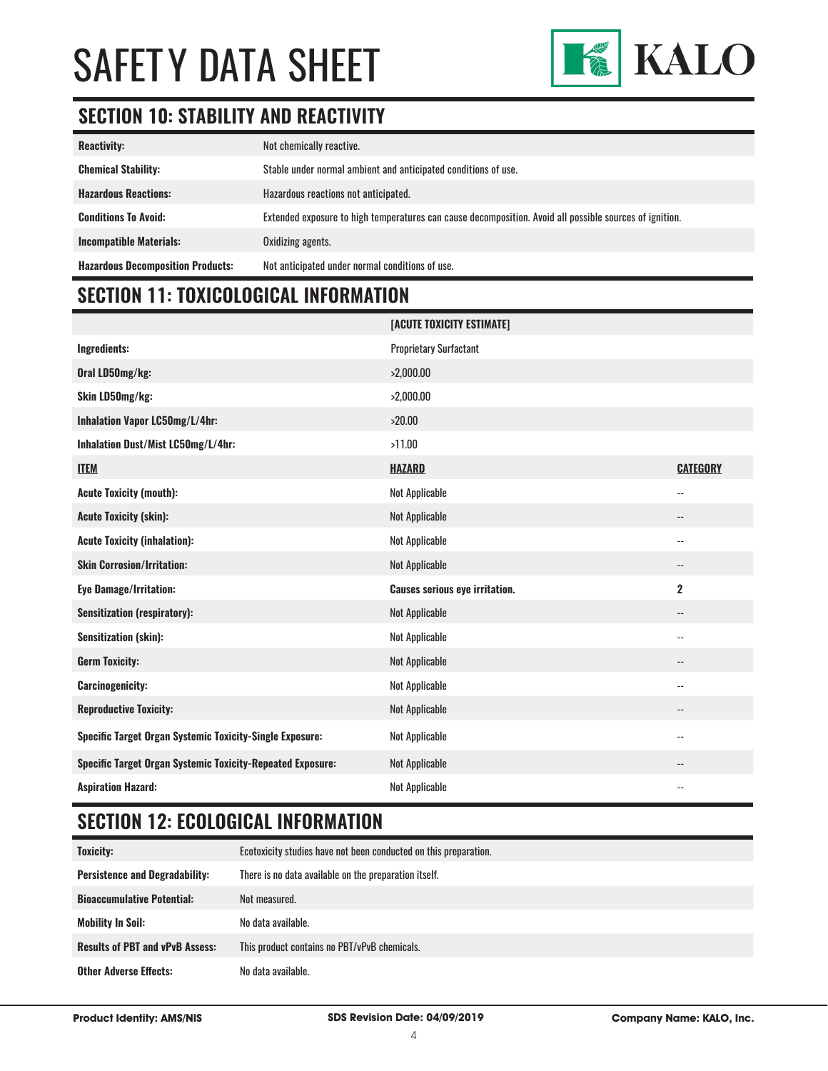# SAFETY DATA SHEET

## SECTION 10: STABILITY AND REACTIVITY

| | |
|---|---|
| **Reactivity:** | Not chemically reactive. |
| **Chemical Stability:** | Stable under normal ambient and anticipated conditions of use. |
| **Hazardous Reactions:** | Hazardous reactions not anticipated. |
| **Conditions To Avoid:** | Extended exposure to high temperatures can cause decomposition. Avoid all possible sources of ignition. |
| **Incompatible Materials:** | Oxidizing agents. |
| **Hazardous Decomposition Products:** | Not anticipated under normal conditions of use. |

## SECTION 11: TOXICOLOGICAL INFORMATION

| | **[ACUTE TOXICITY ESTIMATE]** | |
|---|---|---|
| **Ingredients:** | Proprietary Surfactant | |
| **Oral LD50mg/kg:** | >2,000.00 | |
| **Skin LD50mg/kg:** | >2,000.00 | |
| **Inhalation Vapor LC50mg/L/4hr:** | >20.00 | |
| **Inhalation Dust/Mist LC50mg/L/4hr:** | >11.00 | |
| **ITEM** | **HAZARD** | **CATEGORY** |
| **Acute Toxicity (mouth):** | Not Applicable | -- |
| **Acute Toxicity (skin):** | Not Applicable | -- |
| **Acute Toxicity (inhalation):** | Not Applicable | -- |
| **Skin Corrosion/Irritation:** | Not Applicable | -- |
| **Eye Damage/Irritation:** | **Causes serious eye irritation.** | **2** |
| **Sensitization (respiratory):** | Not Applicable | -- |
| **Sensitization (skin):** | Not Applicable | -- |
| **Germ Toxicity:** | Not Applicable | -- |
| **Carcinogenicity:** | Not Applicable | -- |
| **Reproductive Toxicity:** | Not Applicable | -- |
| **Specific Target Organ Systemic Toxicity-Single Exposure:** | Not Applicable | -- |
| **Specific Target Organ Systemic Toxicity-Repeated Exposure:** | Not Applicable | -- |
| **Aspiration Hazard:** | Not Applicable | -- |

## SECTION 12: ECOLOGICAL INFORMATION

| | |
|---|---|
| **Toxicity:** | Ecotoxicity studies have not been conducted on this preparation. |
| **Persistence and Degradability:** | There is no data available on the preparation itself. |
| **Bioaccumulative Potential:** | Not measured. |
| **Mobility In Soil:** | No data available. |
| **Results of PBT and vPvB Assess:** | This product contains no PBT/vPvB chemicals. |
| **Other Adverse Effects:** | No data available. |

**Product Identity: AMS/NIS** | **SDS Revision Date: 04/09/2019** | **Company Name: KALO, Inc.**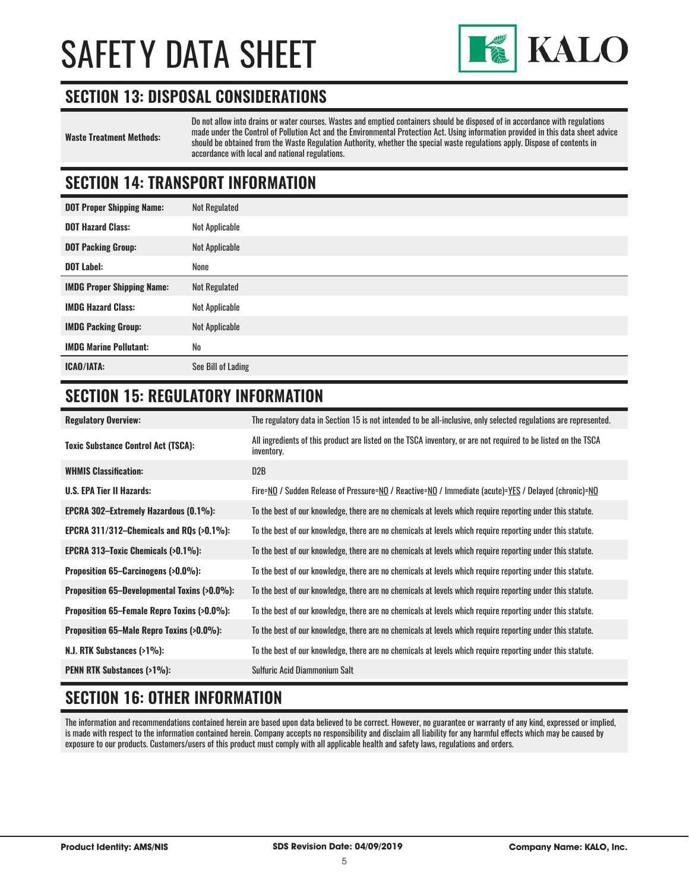# SAFETY DATA SHEET

## SECTION 13: DISPOSAL CONSIDERATIONS

| | |
|---|---|
| **Waste Treatment Methods:** | Do not allow into drains or water courses. Wastes and emptied containers should be disposed of in accordance with regulations made under the Control of Pollution Act and the Environmental Protection Act. Using information provided in this data sheet advice should be obtained from the Waste Regulation Authority, whether the special waste regulations apply. Dispose of contents in accordance with local and national regulations. |

## SECTION 14: TRANSPORT INFORMATION

| | |
|---|---|
| **DOT Proper Shipping Name:** | Not Regulated |
| **DOT Hazard Class:** | Not Applicable |
| **DOT Packing Group:** | Not Applicable |
| **DOT Label:** | None |
| **IMDG Proper Shipping Name:** | Not Regulated |
| **IMDG Hazard Class:** | Not Applicable |
| **IMDG Packing Group:** | Not Applicable |
| **IMDG Marine Pollutant:** | No |
| **ICAO/IATA:** | See Bill of Lading |

## SECTION 15: REGULATORY INFORMATION

| | |
|---|---|
| **Regulatory Overview:** | The regulatory data in Section 15 is not intended to be all-inclusive, only selected regulations are represented. |
| **Toxic Substance Control Act (TSCA):** | All ingredients of this product are listed on the TSCA inventory, or are not required to be listed on the TSCA inventory. |
| **WHMIS Classification:** | D2B |
| **U.S. EPA Tier II Hazards:** | Fire=NO / Sudden Release of Pressure=NO / Reactive=NO / Immediate (acute)=YES / Delayed (chronic)=NO |
| **EPCRA 302–Extremely Hazardous (0.1%):** | To the best of our knowledge, there are no chemicals at levels which require reporting under this statute. |
| **EPCRA 311/312–Chemicals and RQs (>0.1%):** | To the best of our knowledge, there are no chemicals at levels which require reporting under this statute. |
| **EPCRA 313–Toxic Chemicals (>0.1%):** | To the best of our knowledge, there are no chemicals at levels which require reporting under this statute. |
| **Proposition 65–Carcinogens (>0.0%):** | To the best of our knowledge, there are no chemicals at levels which require reporting under this statute. |
| **Proposition 65–Developmental Toxins (>0.0%):** | To the best of our knowledge, there are no chemicals at levels which require reporting under this statute. |
| **Proposition 65–Female Repro Toxins (>0.0%):** | To the best of our knowledge, there are no chemicals at levels which require reporting under this statute. |
| **Proposition 65–Male Repro Toxins (>0.0%):** | To the best of our knowledge, there are no chemicals at levels which require reporting under this statute. |
| **N.J. RTK Substances (>1%):** | To the best of our knowledge, there are no chemicals at levels which require reporting under this statute. |
| **PENN RTK Substances (>1%):** | Sulfuric Acid Diammonium Salt |

## SECTION 16: OTHER INFORMATION

The information and recommendations contained herein are based upon data believed to be correct. However, no guarantee or warranty of any kind, expressed or implied, is made with respect to the information contained herein. Company accepts no responsibility and disclaim all liability for any harmful effects which may be caused by exposure to our products. Customers/users of this product must comply with all applicable health and safety laws, regulations and orders.

**Product Identity: AMS/NIS** | **SDS Revision Date: 04/09/2019** | **Company Name: KALO, Inc.**